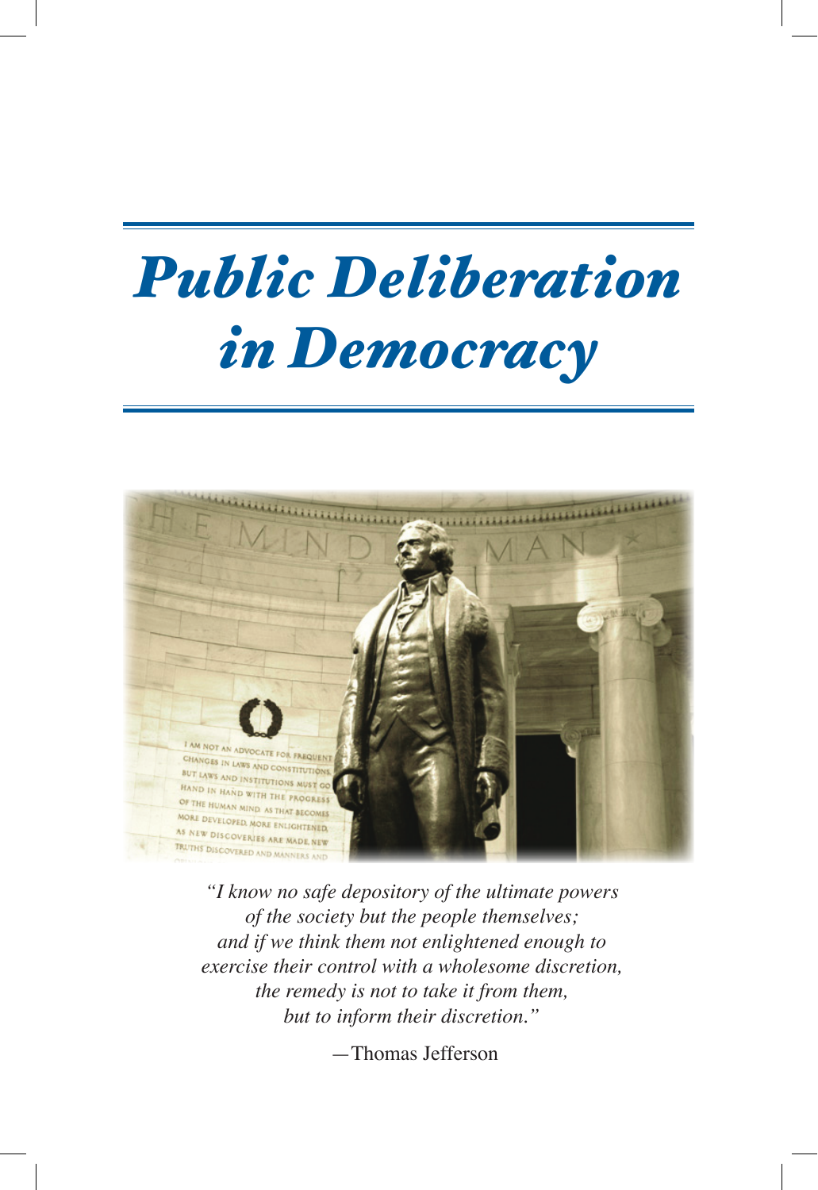# *Public Deliberation in Democracy*

*"I know no safe depository of the ultimate powers of the society but the people themselves; and if we think them not enlightened enough to exercise their control with a wholesome discretion, the remedy is not to take it from them, but to inform their discretion."*

—Thomas Jefferson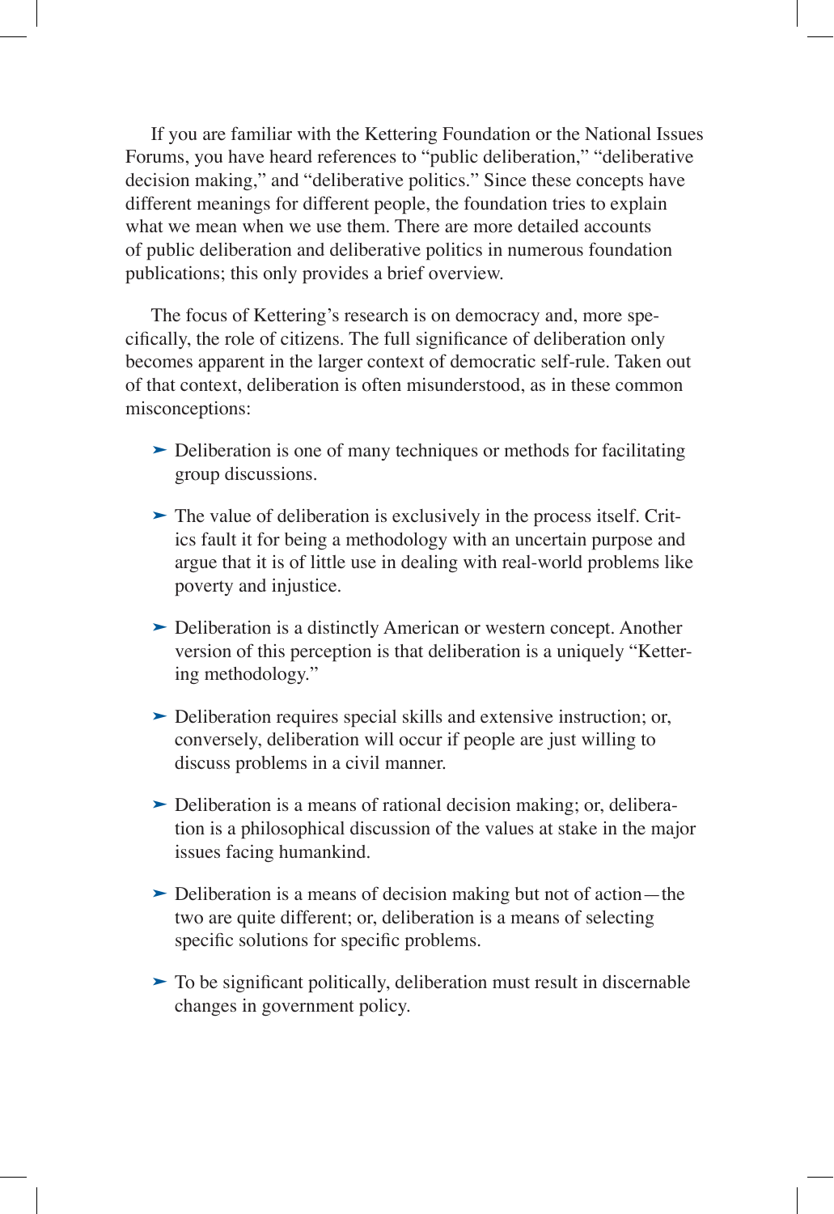If you are familiar with the Kettering Foundation or the National Issues Forums, you have heard references to "public deliberation," "deliberative decision making," and "deliberative politics." Since these concepts have different meanings for different people, the foundation tries to explain what we mean when we use them. There are more detailed accounts of public deliberation and deliberative politics in numerous foundation publications; this only provides a brief overview.

The focus of Kettering's research is on democracy and, more specifically, the role of citizens. The full significance of deliberation only becomes apparent in the larger context of democratic self-rule. Taken out of that context, deliberation is often misunderstood, as in these common misconceptions:

- Deliberation is one of many techniques or methods for facilitating group discussions.
- The value of deliberation is exclusively in the process itself. Critics fault it for being a methodology with an uncertain purpose and argue that it is of little use in dealing with real-world problems like poverty and injustice.
- Deliberation is a distinctly American or western concept. Another version of this perception is that deliberation is a uniquely "Kettering methodology."
- Deliberation requires special skills and extensive instruction; or, conversely, deliberation will occur if people are just willing to discuss problems in a civil manner.
- Deliberation is a means of rational decision making; or, deliberation is a philosophical discussion of the values at stake in the major issues facing humankind.
- Deliberation is a means of decision making but not of action—the two are quite different; or, deliberation is a means of selecting specific solutions for specific problems.
- To be significant politically, deliberation must result in discernable changes in government policy.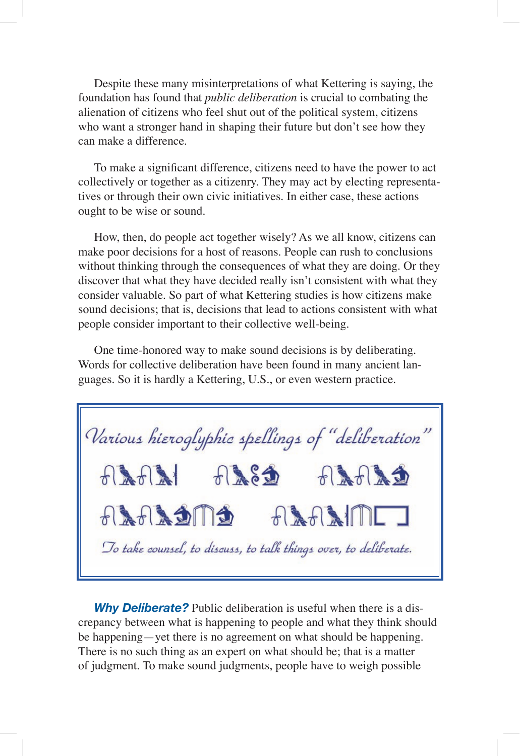Despite these many misinterpretations of what Kettering is saying, the foundation has found that *public deliberation* is crucial to combating the alienation of citizens who feel shut out of the political system, citizens who want a stronger hand in shaping their future but don't see how they can make a difference.

To make a significant difference, citizens need to have the power to act collectively or together as a citizenry. They may act by electing representatives or through their own civic initiatives. In either case, these actions ought to be wise or sound.

How, then, do people act together wisely? As we all know, citizens can make poor decisions for a host of reasons. People can rush to conclusions without thinking through the consequences of what they are doing. Or they discover that what they have decided really isn't consistent with what they consider valuable. So part of what Kettering studies is how citizens make sound decisions; that is, decisions that lead to actions consistent with what people consider important to their collective well-being.

One time-honored way to make sound decisions is by deliberating. Words for collective deliberation have been found in many ancient languages. So it is hardly a Kettering, U.S., or even western practice.

*Various hieroglyphic spellings of "deliberation"*

*To take counsel, to discuss, to talk things over, to deliberate.*

***Why Deliberate?*** Public deliberation is useful when there is a discrepancy between what is happening to people and what they think should be happening—yet there is no agreement on what should be happening. There is no such thing as an expert on what should be; that is a matter of judgment. To make sound judgments, people have to weigh possible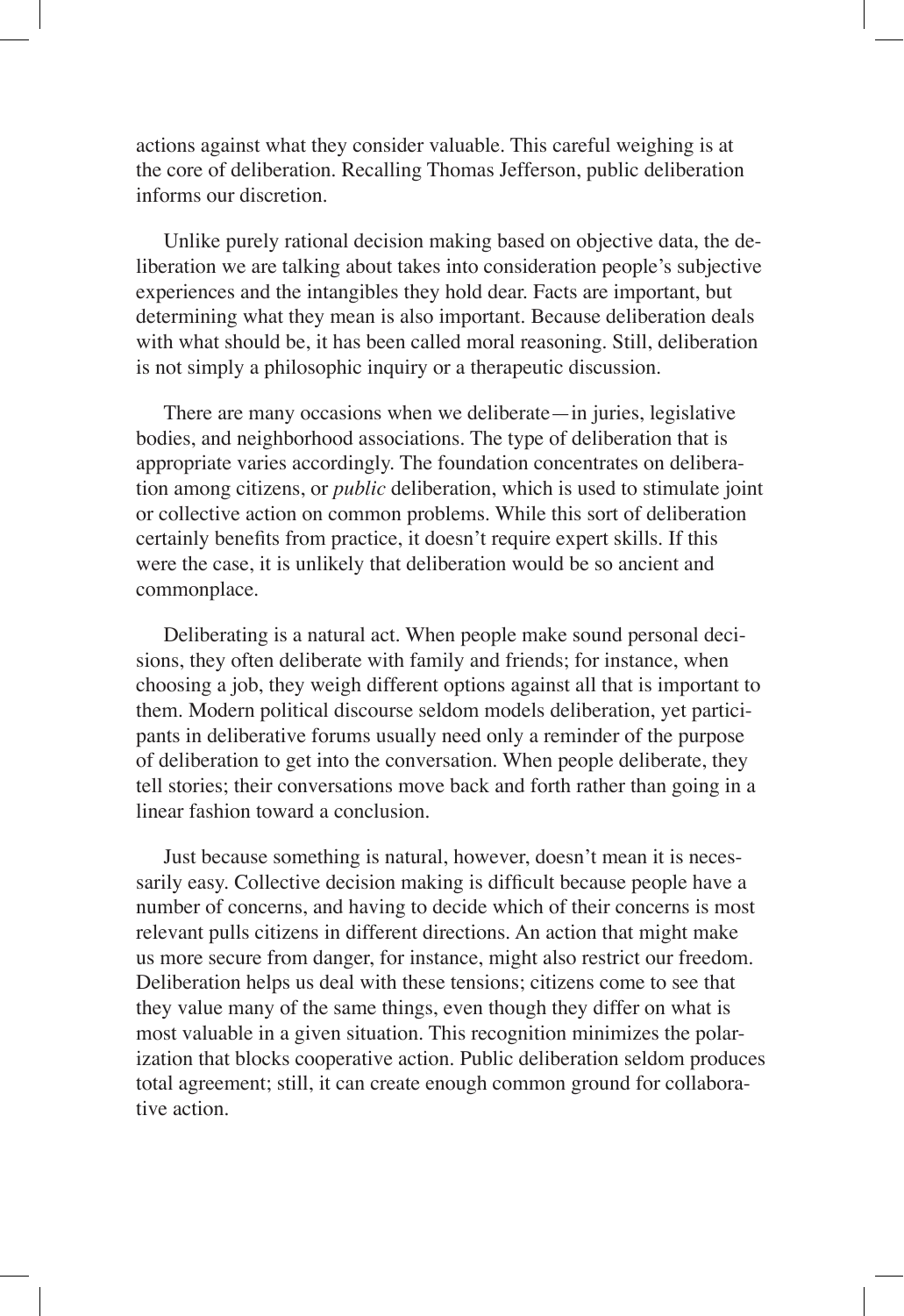actions against what they consider valuable. This careful weighing is at the core of deliberation. Recalling Thomas Jefferson, public deliberation informs our discretion.

Unlike purely rational decision making based on objective data, the deliberation we are talking about takes into consideration people's subjective experiences and the intangibles they hold dear. Facts are important, but determining what they mean is also important. Because deliberation deals with what should be, it has been called moral reasoning. Still, deliberation is not simply a philosophic inquiry or a therapeutic discussion.

There are many occasions when we deliberate—in juries, legislative bodies, and neighborhood associations. The type of deliberation that is appropriate varies accordingly. The foundation concentrates on deliberation among citizens, or *public* deliberation, which is used to stimulate joint or collective action on common problems. While this sort of deliberation certainly benefits from practice, it doesn't require expert skills. If this were the case, it is unlikely that deliberation would be so ancient and commonplace.

Deliberating is a natural act. When people make sound personal decisions, they often deliberate with family and friends; for instance, when choosing a job, they weigh different options against all that is important to them. Modern political discourse seldom models deliberation, yet participants in deliberative forums usually need only a reminder of the purpose of deliberation to get into the conversation. When people deliberate, they tell stories; their conversations move back and forth rather than going in a linear fashion toward a conclusion.

Just because something is natural, however, doesn't mean it is necessarily easy. Collective decision making is difficult because people have a number of concerns, and having to decide which of their concerns is most relevant pulls citizens in different directions. An action that might make us more secure from danger, for instance, might also restrict our freedom. Deliberation helps us deal with these tensions; citizens come to see that they value many of the same things, even though they differ on what is most valuable in a given situation. This recognition minimizes the polarization that blocks cooperative action. Public deliberation seldom produces total agreement; still, it can create enough common ground for collaborative action.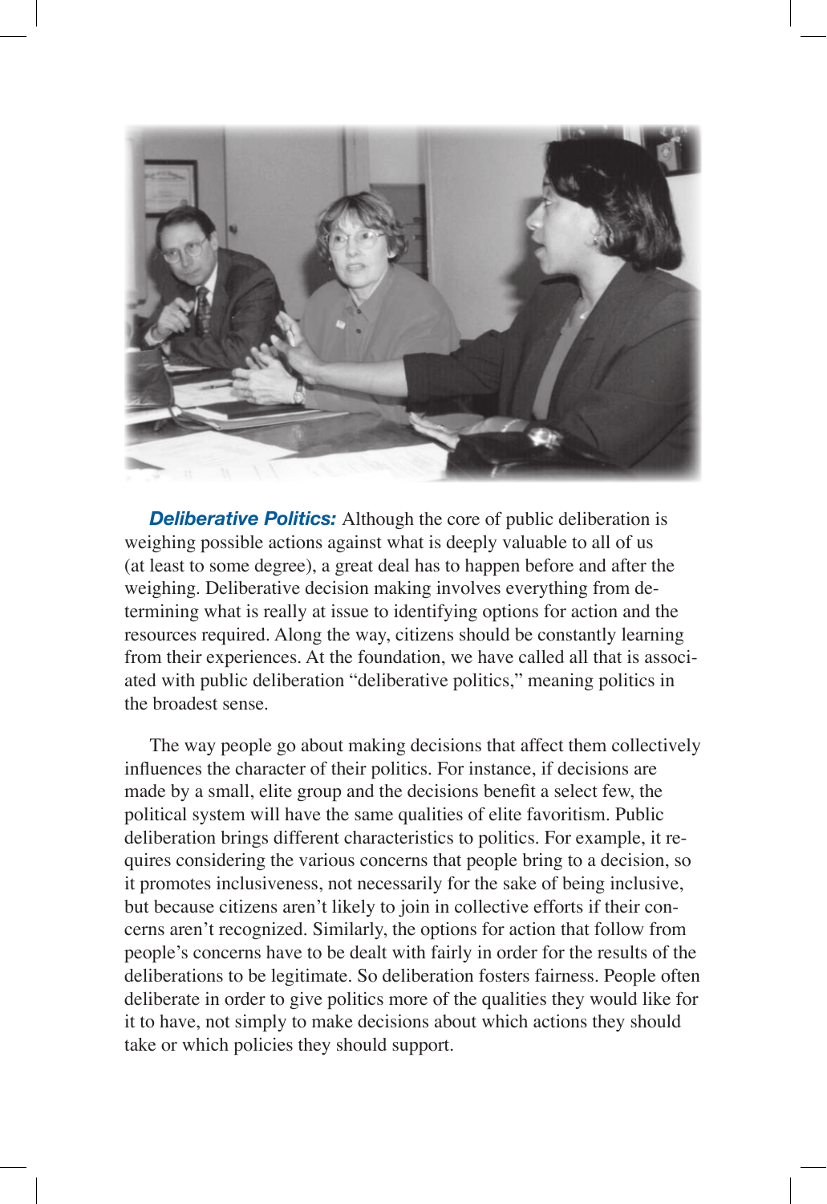***Deliberative Politics:*** Although the core of public deliberation is weighing possible actions against what is deeply valuable to all of us (at least to some degree), a great deal has to happen before and after the weighing. Deliberative decision making involves everything from determining what is really at issue to identifying options for action and the resources required. Along the way, citizens should be constantly learning from their experiences. At the foundation, we have called all that is associated with public deliberation "deliberative politics," meaning politics in the broadest sense.

The way people go about making decisions that affect them collectively influences the character of their politics. For instance, if decisions are made by a small, elite group and the decisions benefit a select few, the political system will have the same qualities of elite favoritism. Public deliberation brings different characteristics to politics. For example, it requires considering the various concerns that people bring to a decision, so it promotes inclusiveness, not necessarily for the sake of being inclusive, but because citizens aren't likely to join in collective efforts if their concerns aren't recognized. Similarly, the options for action that follow from people's concerns have to be dealt with fairly in order for the results of the deliberations to be legitimate. So deliberation fosters fairness. People often deliberate in order to give politics more of the qualities they would like for it to have, not simply to make decisions about which actions they should take or which policies they should support.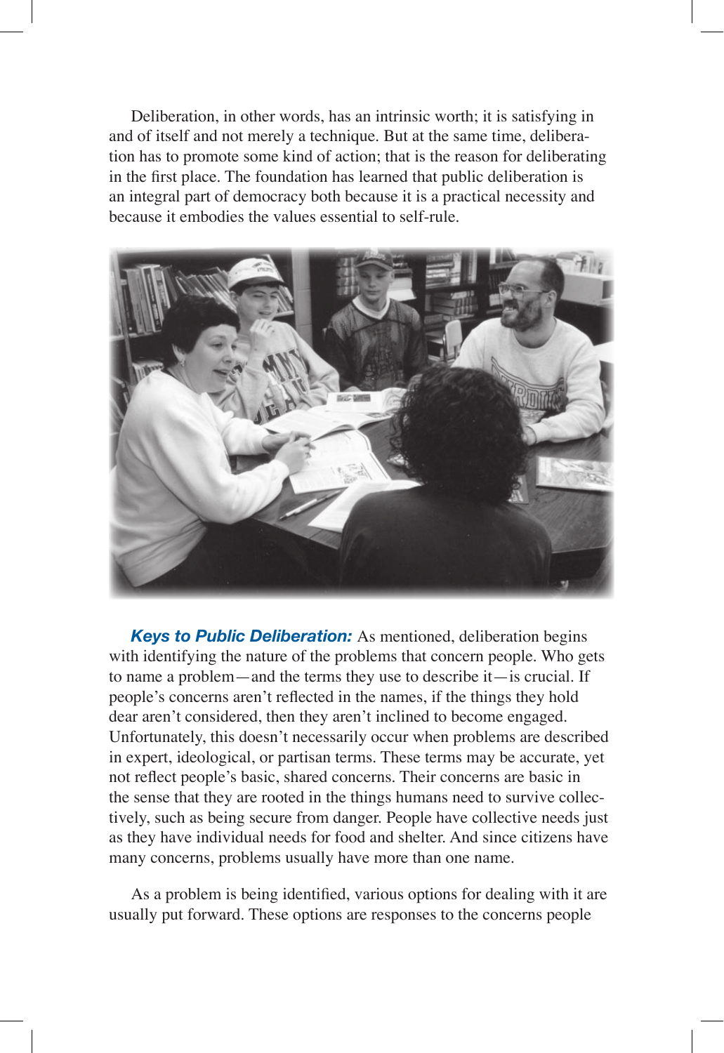Deliberation, in other words, has an intrinsic worth; it is satisfying in and of itself and not merely a technique. But at the same time, deliberation has to promote some kind of action; that is the reason for deliberating in the first place. The foundation has learned that public deliberation is an integral part of democracy both because it is a practical necessity and because it embodies the values essential to self-rule.

***Keys to Public Deliberation:*** As mentioned, deliberation begins with identifying the nature of the problems that concern people. Who gets to name a problem—and the terms they use to describe it—is crucial. If people's concerns aren't reflected in the names, if the things they hold dear aren't considered, then they aren't inclined to become engaged. Unfortunately, this doesn't necessarily occur when problems are described in expert, ideological, or partisan terms. These terms may be accurate, yet not reflect people's basic, shared concerns. Their concerns are basic in the sense that they are rooted in the things humans need to survive collectively, such as being secure from danger. People have collective needs just as they have individual needs for food and shelter. And since citizens have many concerns, problems usually have more than one name.

As a problem is being identified, various options for dealing with it are usually put forward. These options are responses to the concerns people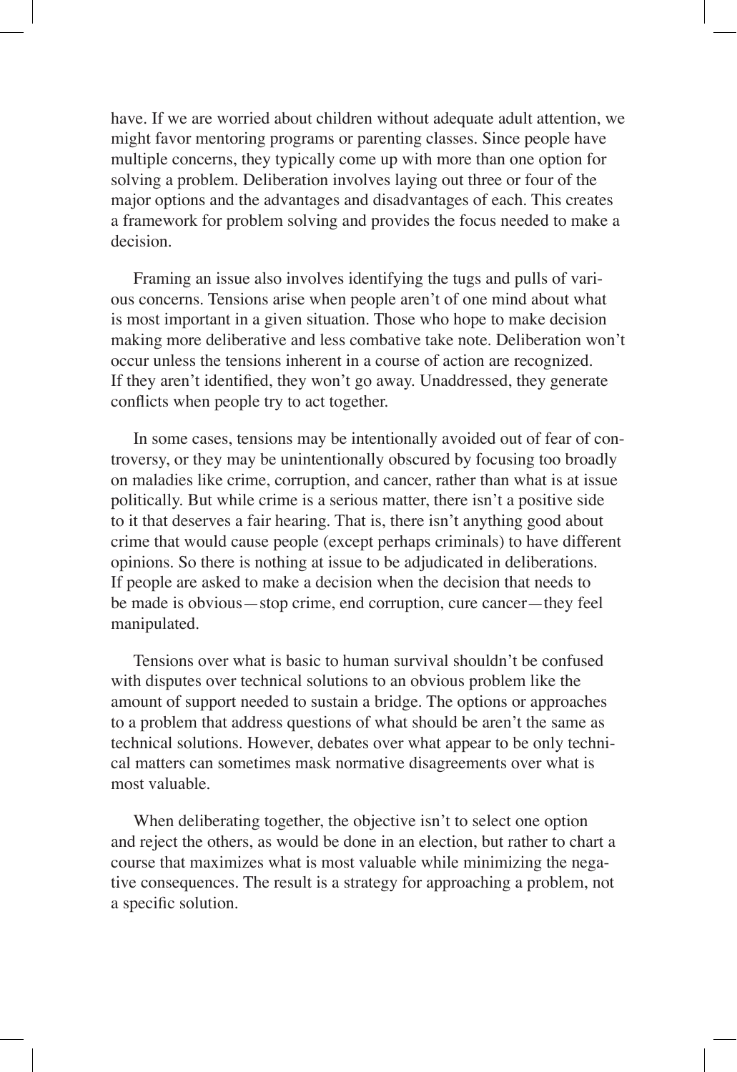have. If we are worried about children without adequate adult attention, we might favor mentoring programs or parenting classes. Since people have multiple concerns, they typically come up with more than one option for solving a problem. Deliberation involves laying out three or four of the major options and the advantages and disadvantages of each. This creates a framework for problem solving and provides the focus needed to make a decision.

Framing an issue also involves identifying the tugs and pulls of various concerns. Tensions arise when people aren't of one mind about what is most important in a given situation. Those who hope to make decision making more deliberative and less combative take note. Deliberation won't occur unless the tensions inherent in a course of action are recognized. If they aren't identified, they won't go away. Unaddressed, they generate conflicts when people try to act together.

In some cases, tensions may be intentionally avoided out of fear of controversy, or they may be unintentionally obscured by focusing too broadly on maladies like crime, corruption, and cancer, rather than what is at issue politically. But while crime is a serious matter, there isn't a positive side to it that deserves a fair hearing. That is, there isn't anything good about crime that would cause people (except perhaps criminals) to have different opinions. So there is nothing at issue to be adjudicated in deliberations. If people are asked to make a decision when the decision that needs to be made is obvious—stop crime, end corruption, cure cancer—they feel manipulated.

Tensions over what is basic to human survival shouldn't be confused with disputes over technical solutions to an obvious problem like the amount of support needed to sustain a bridge. The options or approaches to a problem that address questions of what should be aren't the same as technical solutions. However, debates over what appear to be only technical matters can sometimes mask normative disagreements over what is most valuable.

When deliberating together, the objective isn't to select one option and reject the others, as would be done in an election, but rather to chart a course that maximizes what is most valuable while minimizing the negative consequences. The result is a strategy for approaching a problem, not a specific solution.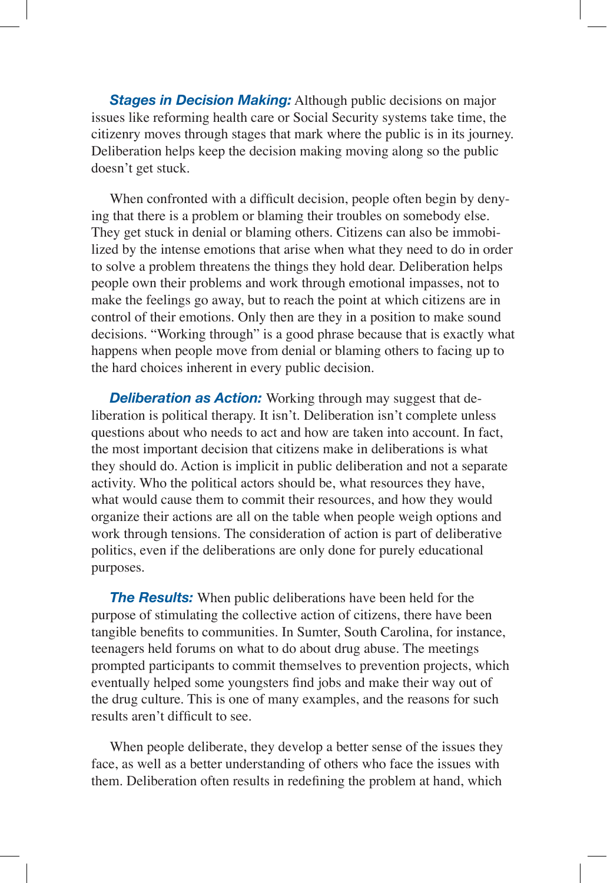***Stages in Decision Making:*** Although public decisions on major issues like reforming health care or Social Security systems take time, the citizenry moves through stages that mark where the public is in its journey. Deliberation helps keep the decision making moving along so the public doesn't get stuck.

When confronted with a difficult decision, people often begin by denying that there is a problem or blaming their troubles on somebody else. They get stuck in denial or blaming others. Citizens can also be immobilized by the intense emotions that arise when what they need to do in order to solve a problem threatens the things they hold dear. Deliberation helps people own their problems and work through emotional impasses, not to make the feelings go away, but to reach the point at which citizens are in control of their emotions. Only then are they in a position to make sound decisions. "Working through" is a good phrase because that is exactly what happens when people move from denial or blaming others to facing up to the hard choices inherent in every public decision.

***Deliberation as Action:*** Working through may suggest that deliberation is political therapy. It isn't. Deliberation isn't complete unless questions about who needs to act and how are taken into account. In fact, the most important decision that citizens make in deliberations is what they should do. Action is implicit in public deliberation and not a separate activity. Who the political actors should be, what resources they have, what would cause them to commit their resources, and how they would organize their actions are all on the table when people weigh options and work through tensions. The consideration of action is part of deliberative politics, even if the deliberations are only done for purely educational purposes.

***The Results:*** When public deliberations have been held for the purpose of stimulating the collective action of citizens, there have been tangible benefits to communities. In Sumter, South Carolina, for instance, teenagers held forums on what to do about drug abuse. The meetings prompted participants to commit themselves to prevention projects, which eventually helped some youngsters find jobs and make their way out of the drug culture. This is one of many examples, and the reasons for such results aren't difficult to see.

When people deliberate, they develop a better sense of the issues they face, as well as a better understanding of others who face the issues with them. Deliberation often results in redefining the problem at hand, which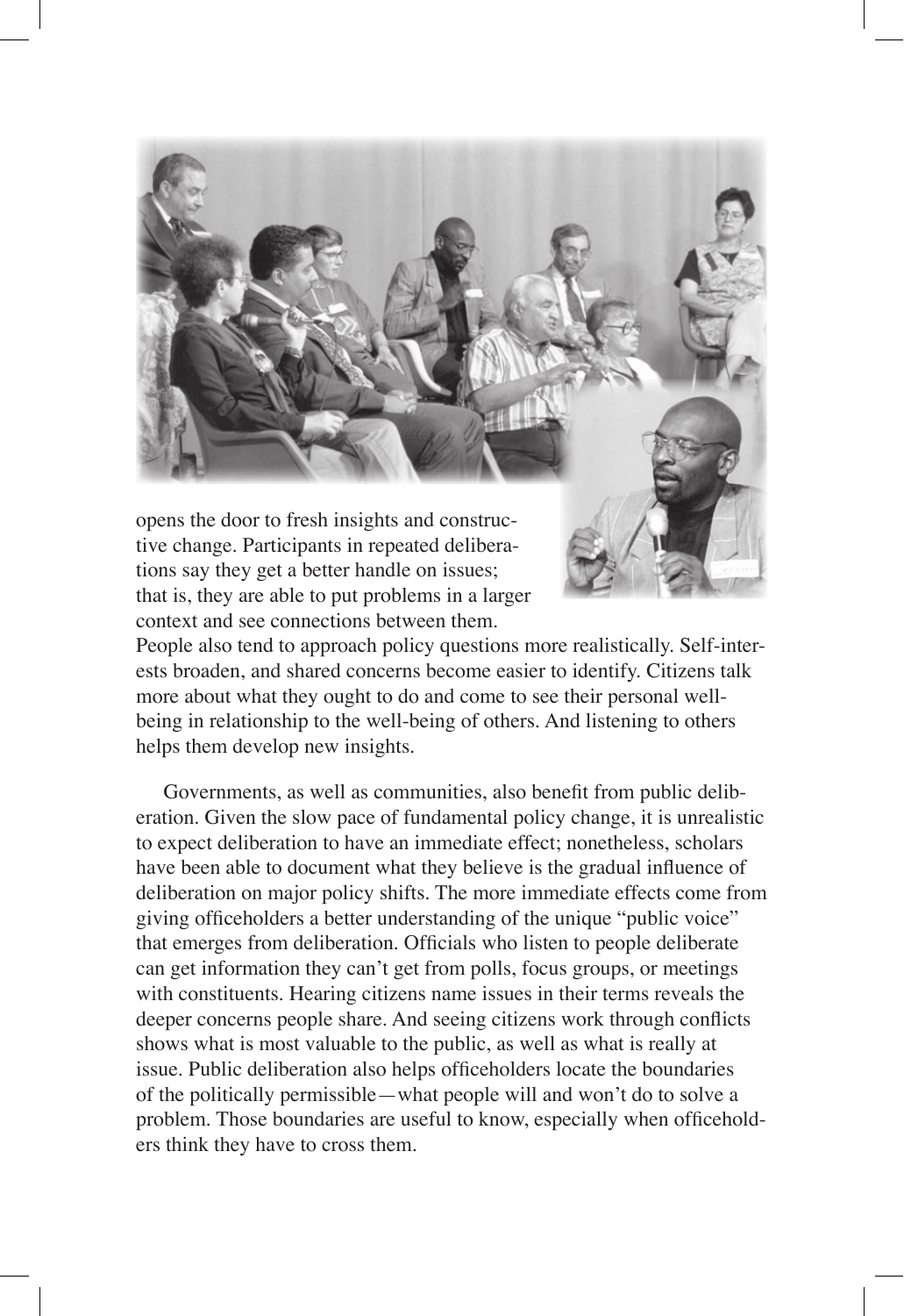opens the door to fresh insights and constructive change. Participants in repeated deliberations say they get a better handle on issues; that is, they are able to put problems in a larger context and see connections between them. People also tend to approach policy questions more realistically. Self-interests broaden, and shared concerns become easier to identify. Citizens talk more about what they ought to do and come to see their personal well-being in relationship to the well-being of others. And listening to others helps them develop new insights.

Governments, as well as communities, also benefit from public deliberation. Given the slow pace of fundamental policy change, it is unrealistic to expect deliberation to have an immediate effect; nonetheless, scholars have been able to document what they believe is the gradual influence of deliberation on major policy shifts. The more immediate effects come from giving officeholders a better understanding of the unique "public voice" that emerges from deliberation. Officials who listen to people deliberate can get information they can't get from polls, focus groups, or meetings with constituents. Hearing citizens name issues in their terms reveals the deeper concerns people share. And seeing citizens work through conflicts shows what is most valuable to the public, as well as what is really at issue. Public deliberation also helps officeholders locate the boundaries of the politically permissible—what people will and won't do to solve a problem. Those boundaries are useful to know, especially when officeholders think they have to cross them.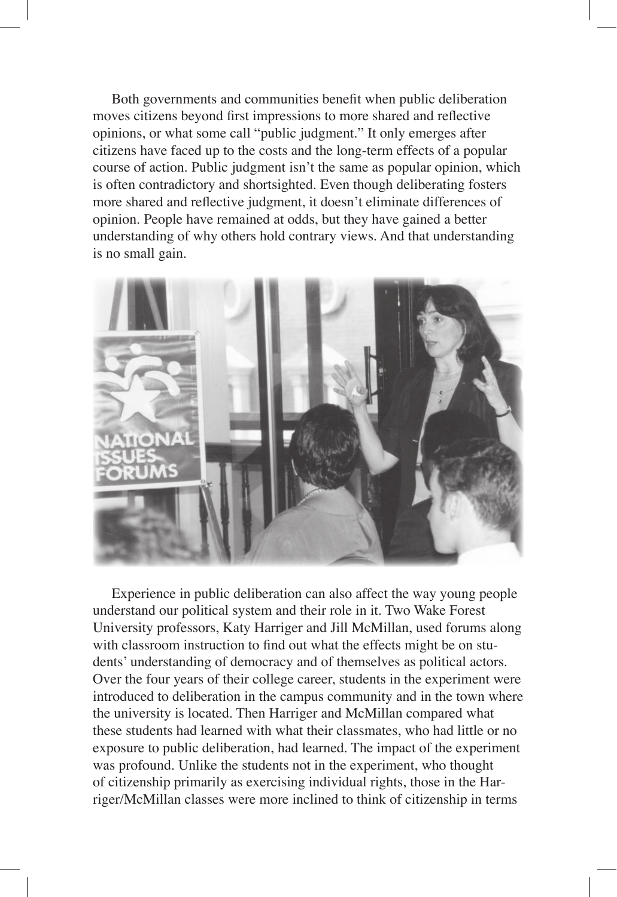Both governments and communities benefit when public deliberation moves citizens beyond first impressions to more shared and reflective opinions, or what some call "public judgment." It only emerges after citizens have faced up to the costs and the long-term effects of a popular course of action. Public judgment isn't the same as popular opinion, which is often contradictory and shortsighted. Even though deliberating fosters more shared and reflective judgment, it doesn't eliminate differences of opinion. People have remained at odds, but they have gained a better understanding of why others hold contrary views. And that understanding is no small gain.

Experience in public deliberation can also affect the way young people understand our political system and their role in it. Two Wake Forest University professors, Katy Harriger and Jill McMillan, used forums along with classroom instruction to find out what the effects might be on students' understanding of democracy and of themselves as political actors. Over the four years of their college career, students in the experiment were introduced to deliberation in the campus community and in the town where the university is located. Then Harriger and McMillan compared what these students had learned with what their classmates, who had little or no exposure to public deliberation, had learned. The impact of the experiment was profound. Unlike the students not in the experiment, who thought of citizenship primarily as exercising individual rights, those in the Harriger/McMillan classes were more inclined to think of citizenship in terms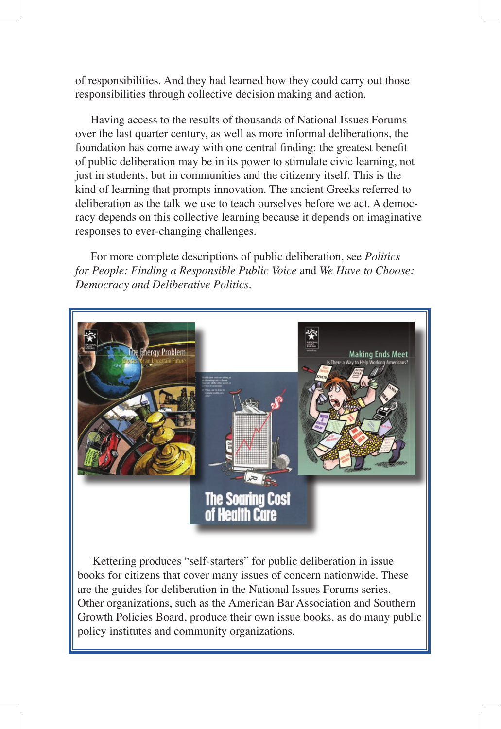of responsibilities. And they had learned how they could carry out those responsibilities through collective decision making and action.

Having access to the results of thousands of National Issues Forums over the last quarter century, as well as more informal deliberations, the foundation has come away with one central finding: the greatest benefit of public deliberation may be in its power to stimulate civic learning, not just in students, but in communities and the citizenry itself. This is the kind of learning that prompts innovation. The ancient Greeks referred to deliberation as the talk we use to teach ourselves before we act. A democracy depends on this collective learning because it depends on imaginative responses to ever-changing challenges.

For more complete descriptions of public deliberation, see *Politics for People: Finding a Responsible Public Voice* and *We Have to Choose: Democracy and Deliberative Politics*.

Kettering produces "self-starters" for public deliberation in issue books for citizens that cover many issues of concern nationwide. These are the guides for deliberation in the National Issues Forums series. Other organizations, such as the American Bar Association and Southern Growth Policies Board, produce their own issue books, as do many public policy institutes and community organizations.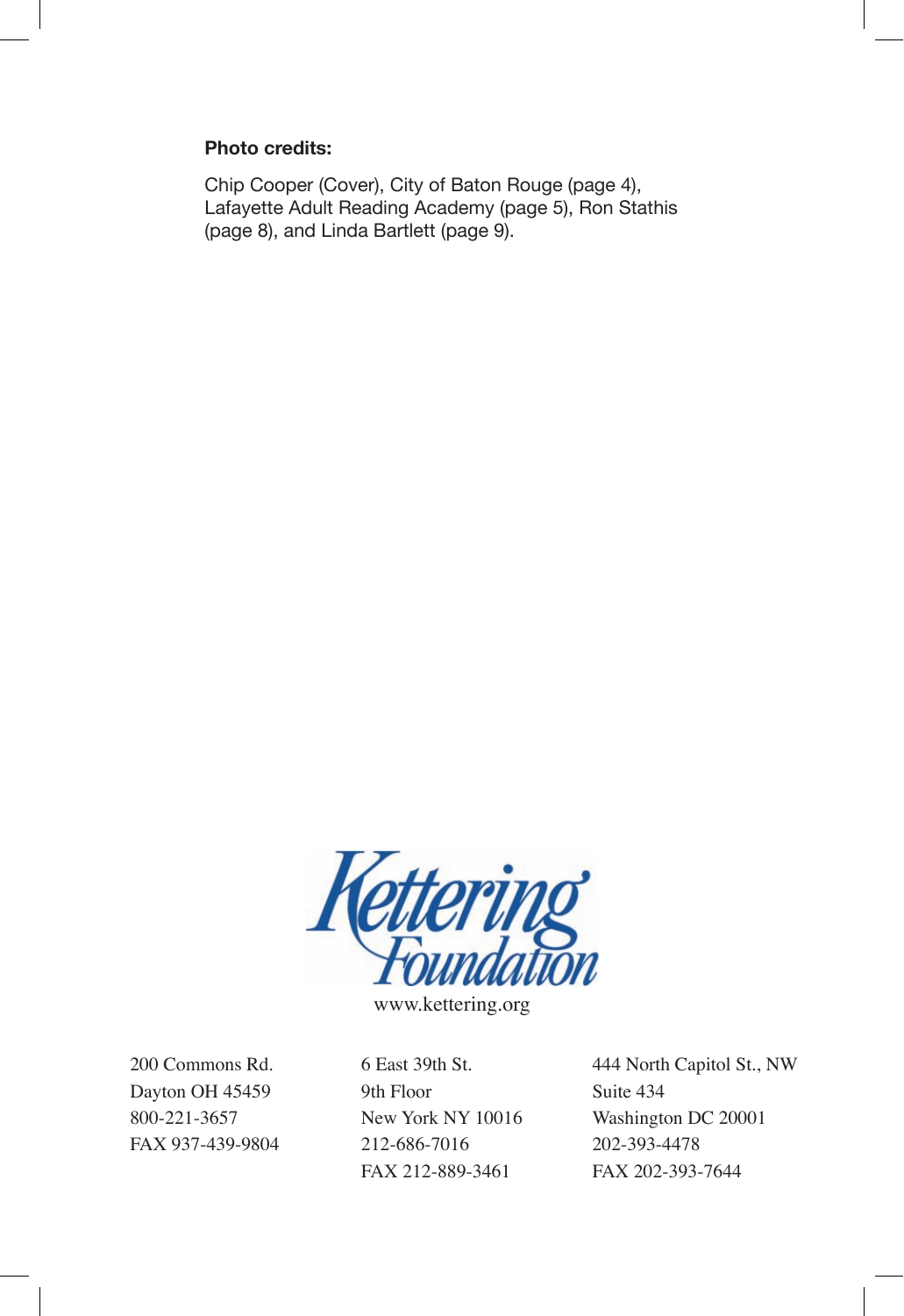**Photo credits:**

Chip Cooper (Cover), City of Baton Rouge (page 4), Lafayette Adult Reading Academy (page 5), Ron Stathis (page 8), and Linda Bartlett (page 9).

Kettering Foundation

www.kettering.org

200 Commons Rd.
Dayton OH 45459
800-221-3657
FAX 937-439-9804

6 East 39th St.
9th Floor
New York NY 10016
212-686-7016
FAX 212-889-3461

444 North Capitol St., NW
Suite 434
Washington DC 20001
202-393-4478
FAX 202-393-7644